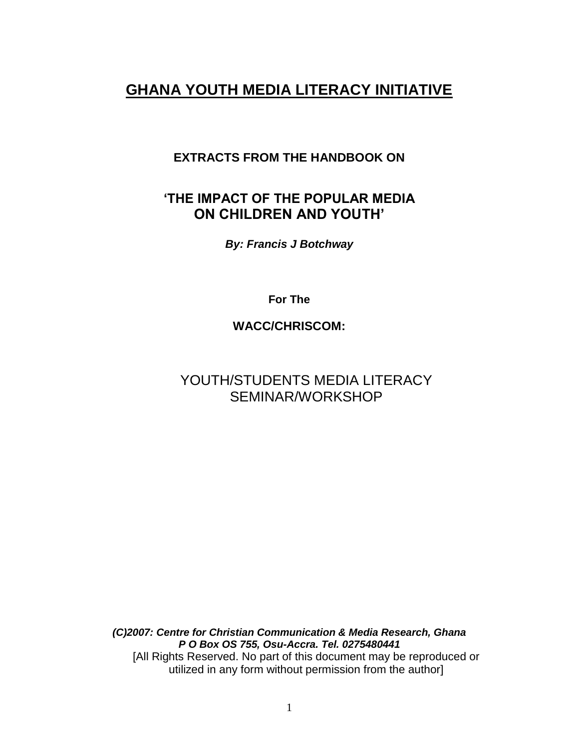# GHANA YOUTH MEDIA LITERACY INITIATIVE

**EXTRACTS FROM THE HANDBOOK ON**

## 'THE IMPACT OF THE POPULAR MEDIA ON CHILDREN AND YOUTH'

***By: Francis J Botchway***

**For The**

**WACC/CHRISCOM:**

YOUTH/STUDENTS MEDIA LITERACY SEMINAR/WORKSHOP

***(C)2007: Centre for Christian Communication & Media Research, Ghana***
***P O Box OS 755, Osu-Accra. Tel. 0275480441***

[All Rights Reserved. No part of this document may be reproduced or utilized in any form without permission from the author]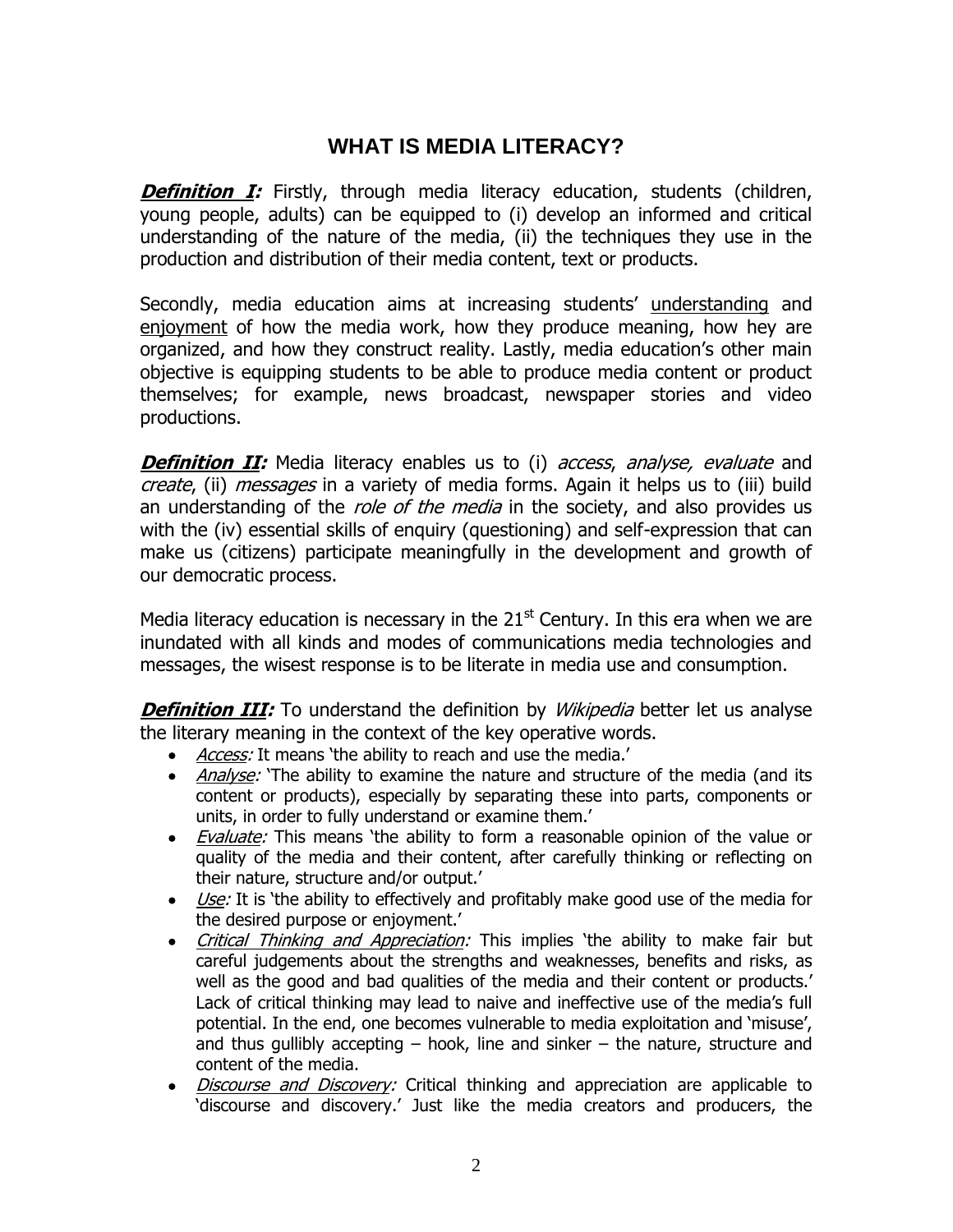# WHAT IS MEDIA LITERACY?

***Definition I:*** Firstly, through media literacy education, students (children, young people, adults) can be equipped to (i) develop an informed and critical understanding of the nature of the media, (ii) the techniques they use in the production and distribution of their media content, text or products.

Secondly, media education aims at increasing students' <u>understanding</u> and <u>enjoyment</u> of how the media work, how they produce meaning, how hey are organized, and how they construct reality. Lastly, media education's other main objective is equipping students to be able to produce media content or product themselves; for example, news broadcast, newspaper stories and video productions.

***Definition II:*** Media literacy enables us to (i) *access*, *analyse, evaluate* and *create*, (ii) *messages* in a variety of media forms. Again it helps us to (iii) build an understanding of the *role of the media* in the society, and also provides us with the (iv) essential skills of enquiry (questioning) and self-expression that can make us (citizens) participate meaningfully in the development and growth of our democratic process.

Media literacy education is necessary in the 21st Century. In this era when we are inundated with all kinds and modes of communications media technologies and messages, the wisest response is to be literate in media use and consumption.

***Definition III:*** To understand the definition by *Wikipedia* better let us analyse the literary meaning in the context of the key operative words.

- *<u>Access</u>:* It means 'the ability to reach and use the media.'
- *<u>Analyse</u>:* 'The ability to examine the nature and structure of the media (and its content or products), especially by separating these into parts, components or units, in order to fully understand or examine them.'
- *<u>Evaluate</u>:* This means 'the ability to form a reasonable opinion of the value or quality of the media and their content, after carefully thinking or reflecting on their nature, structure and/or output.'
- *<u>Use</u>:* It is 'the ability to effectively and profitably make good use of the media for the desired purpose or enjoyment.'
- *<u>Critical Thinking and Appreciation</u>:* This implies 'the ability to make fair but careful judgements about the strengths and weaknesses, benefits and risks, as well as the good and bad qualities of the media and their content or products.' Lack of critical thinking may lead to naive and ineffective use of the media's full potential. In the end, one becomes vulnerable to media exploitation and 'misuse', and thus gullibly accepting – hook, line and sinker – the nature, structure and content of the media.
- *<u>Discourse and Discovery</u>:* Critical thinking and appreciation are applicable to 'discourse and discovery.' Just like the media creators and producers, the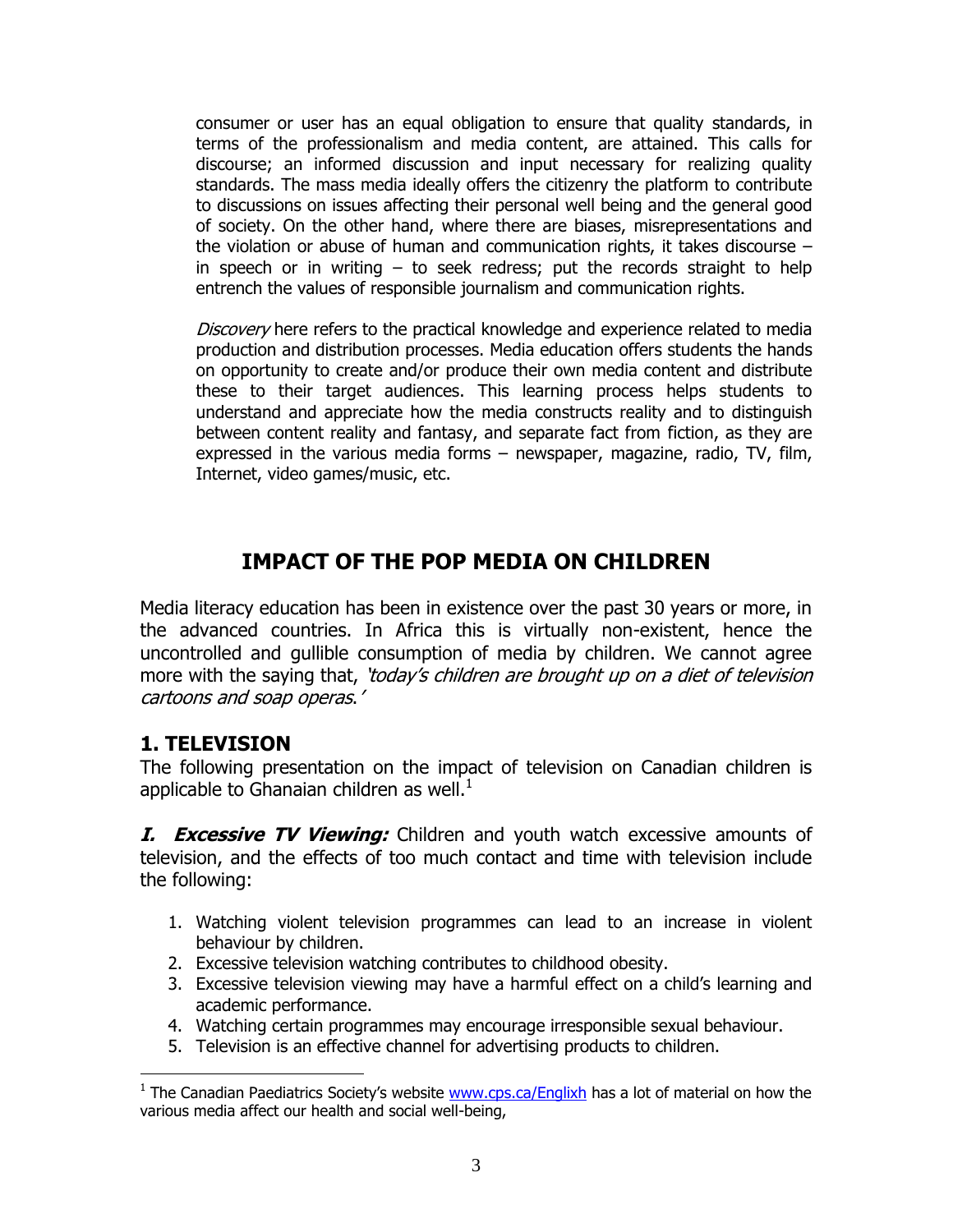consumer or user has an equal obligation to ensure that quality standards, in terms of the professionalism and media content, are attained. This calls for discourse; an informed discussion and input necessary for realizing quality standards. The mass media ideally offers the citizenry the platform to contribute to discussions on issues affecting their personal well being and the general good of society. On the other hand, where there are biases, misrepresentations and the violation or abuse of human and communication rights, it takes discourse – in speech or in writing – to seek redress; put the records straight to help entrench the values of responsible journalism and communication rights.

*Discovery* here refers to the practical knowledge and experience related to media production and distribution processes. Media education offers students the hands on opportunity to create and/or produce their own media content and distribute these to their target audiences. This learning process helps students to understand and appreciate how the media constructs reality and to distinguish between content reality and fantasy, and separate fact from fiction, as they are expressed in the various media forms – newspaper, magazine, radio, TV, film, Internet, video games/music, etc.

# IMPACT OF THE POP MEDIA ON CHILDREN

Media literacy education has been in existence over the past 30 years or more, in the advanced countries. In Africa this is virtually non-existent, hence the uncontrolled and gullible consumption of media by children. We cannot agree more with the saying that, *'today's children are brought up on a diet of television cartoons and soap operas.'*

## 1. TELEVISION

The following presentation on the impact of television on Canadian children is applicable to Ghanaian children as well.[1]

***I. Excessive TV Viewing:*** Children and youth watch excessive amounts of television, and the effects of too much contact and time with television include the following:

1. Watching violent television programmes can lead to an increase in violent behaviour by children.
2. Excessive television watching contributes to childhood obesity.
3. Excessive television viewing may have a harmful effect on a child's learning and academic performance.
4. Watching certain programmes may encourage irresponsible sexual behaviour.
5. Television is an effective channel for advertising products to children.

---

[1] The Canadian Paediatrics Society's website www.cps.ca/Englixh has a lot of material on how the various media affect our health and social well-being,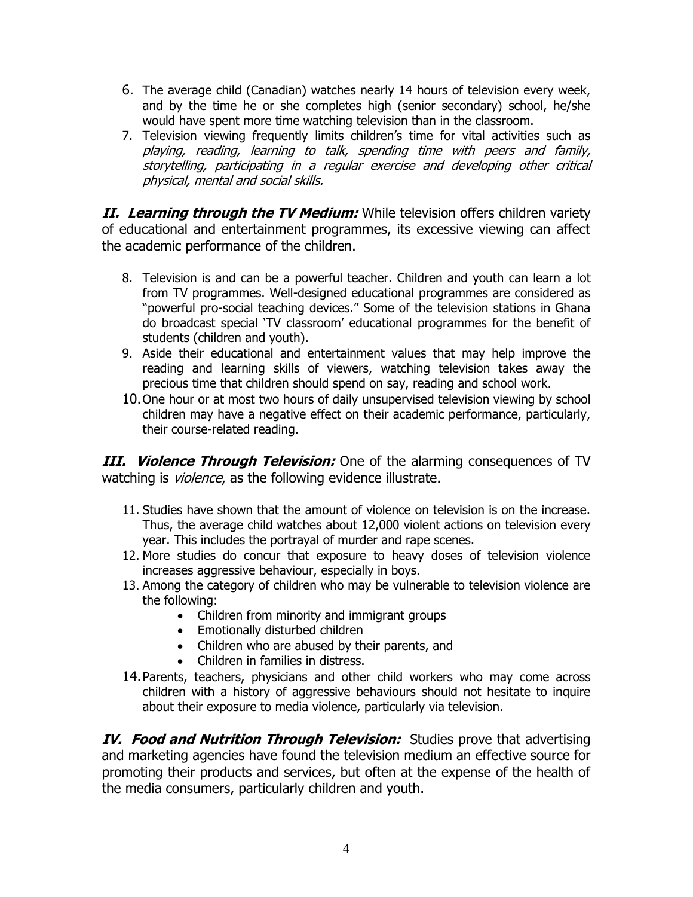6. The average child (Canadian) watches nearly 14 hours of television every week, and by the time he or she completes high (senior secondary) school, he/she would have spent more time watching television than in the classroom.
7. Television viewing frequently limits children's time for vital activities such as *playing, reading, learning to talk, spending time with peers and family, storytelling, participating in a regular exercise and developing other critical physical, mental and social skills.*

***II. Learning through the TV Medium:*** While television offers children variety of educational and entertainment programmes, its excessive viewing can affect the academic performance of the children.

8. Television is and can be a powerful teacher. Children and youth can learn a lot from TV programmes. Well-designed educational programmes are considered as "powerful pro-social teaching devices." Some of the television stations in Ghana do broadcast special 'TV classroom' educational programmes for the benefit of students (children and youth).
9. Aside their educational and entertainment values that may help improve the reading and learning skills of viewers, watching television takes away the precious time that children should spend on say, reading and school work.
10. One hour or at most two hours of daily unsupervised television viewing by school children may have a negative effect on their academic performance, particularly, their course-related reading.

***III. Violence Through Television:*** One of the alarming consequences of TV watching is *violence*, as the following evidence illustrate.

11. Studies have shown that the amount of violence on television is on the increase. Thus, the average child watches about 12,000 violent actions on television every year. This includes the portrayal of murder and rape scenes.
12. More studies do concur that exposure to heavy doses of television violence increases aggressive behaviour, especially in boys.
13. Among the category of children who may be vulnerable to television violence are the following:
    - Children from minority and immigrant groups
    - Emotionally disturbed children
    - Children who are abused by their parents, and
    - Children in families in distress.
14. Parents, teachers, physicians and other child workers who may come across children with a history of aggressive behaviours should not hesitate to inquire about their exposure to media violence, particularly via television.

***IV. Food and Nutrition Through Television:*** Studies prove that advertising and marketing agencies have found the television medium an effective source for promoting their products and services, but often at the expense of the health of the media consumers, particularly children and youth.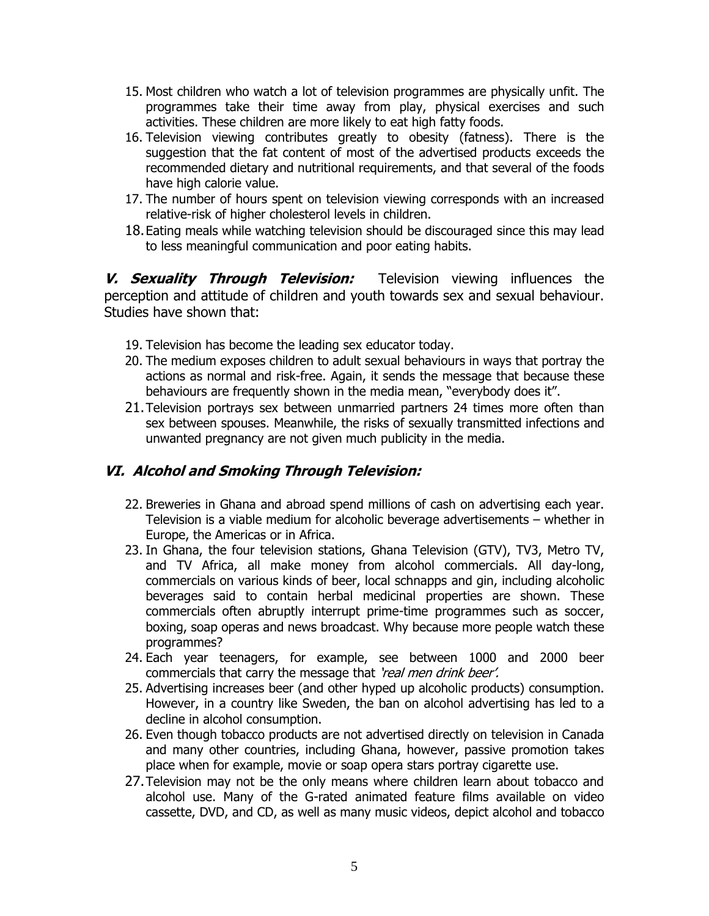15. Most children who watch a lot of television programmes are physically unfit. The programmes take their time away from play, physical exercises and such activities. These children are more likely to eat high fatty foods.
16. Television viewing contributes greatly to obesity (fatness). There is the suggestion that the fat content of most of the advertised products exceeds the recommended dietary and nutritional requirements, and that several of the foods have high calorie value.
17. The number of hours spent on television viewing corresponds with an increased relative-risk of higher cholesterol levels in children.
18. Eating meals while watching television should be discouraged since this may lead to less meaningful communication and poor eating habits.

***V. Sexuality Through Television:*** Television viewing influences the perception and attitude of children and youth towards sex and sexual behaviour. Studies have shown that:

19. Television has become the leading sex educator today.
20. The medium exposes children to adult sexual behaviours in ways that portray the actions as normal and risk-free. Again, it sends the message that because these behaviours are frequently shown in the media mean, "everybody does it".
21. Television portrays sex between unmarried partners 24 times more often than sex between spouses. Meanwhile, the risks of sexually transmitted infections and unwanted pregnancy are not given much publicity in the media.

### *VI. Alcohol and Smoking Through Television:*

22. Breweries in Ghana and abroad spend millions of cash on advertising each year. Television is a viable medium for alcoholic beverage advertisements – whether in Europe, the Americas or in Africa.
23. In Ghana, the four television stations, Ghana Television (GTV), TV3, Metro TV, and TV Africa, all make money from alcohol commercials. All day-long, commercials on various kinds of beer, local schnapps and gin, including alcoholic beverages said to contain herbal medicinal properties are shown. These commercials often abruptly interrupt prime-time programmes such as soccer, boxing, soap operas and news broadcast. Why because more people watch these programmes?
24. Each year teenagers, for example, see between 1000 and 2000 beer commercials that carry the message that *'real men drink beer'.*
25. Advertising increases beer (and other hyped up alcoholic products) consumption. However, in a country like Sweden, the ban on alcohol advertising has led to a decline in alcohol consumption.
26. Even though tobacco products are not advertised directly on television in Canada and many other countries, including Ghana, however, passive promotion takes place when for example, movie or soap opera stars portray cigarette use.
27. Television may not be the only means where children learn about tobacco and alcohol use. Many of the G-rated animated feature films available on video cassette, DVD, and CD, as well as many music videos, depict alcohol and tobacco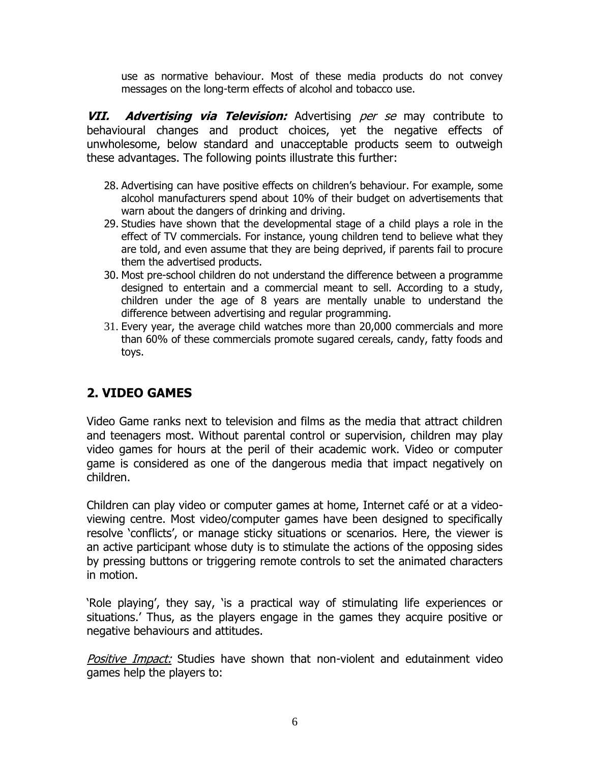use as normative behaviour. Most of these media products do not convey messages on the long-term effects of alcohol and tobacco use.

***VII. Advertising via Television:*** Advertising *per se* may contribute to behavioural changes and product choices, yet the negative effects of unwholesome, below standard and unacceptable products seem to outweigh these advantages. The following points illustrate this further:

28. Advertising can have positive effects on children's behaviour. For example, some alcohol manufacturers spend about 10% of their budget on advertisements that warn about the dangers of drinking and driving.
29. Studies have shown that the developmental stage of a child plays a role in the effect of TV commercials. For instance, young children tend to believe what they are told, and even assume that they are being deprived, if parents fail to procure them the advertised products.
30. Most pre-school children do not understand the difference between a programme designed to entertain and a commercial meant to sell. According to a study, children under the age of 8 years are mentally unable to understand the difference between advertising and regular programming.
31. Every year, the average child watches more than 20,000 commercials and more than 60% of these commercials promote sugared cereals, candy, fatty foods and toys.

## 2. VIDEO GAMES

Video Game ranks next to television and films as the media that attract children and teenagers most. Without parental control or supervision, children may play video games for hours at the peril of their academic work. Video or computer game is considered as one of the dangerous media that impact negatively on children.

Children can play video or computer games at home, Internet café or at a video-viewing centre. Most video/computer games have been designed to specifically resolve 'conflicts', or manage sticky situations or scenarios. Here, the viewer is an active participant whose duty is to stimulate the actions of the opposing sides by pressing buttons or triggering remote controls to set the animated characters in motion.

'Role playing', they say, 'is a practical way of stimulating life experiences or situations.' Thus, as the players engage in the games they acquire positive or negative behaviours and attitudes.

*Positive Impact:* Studies have shown that non-violent and edutainment video games help the players to: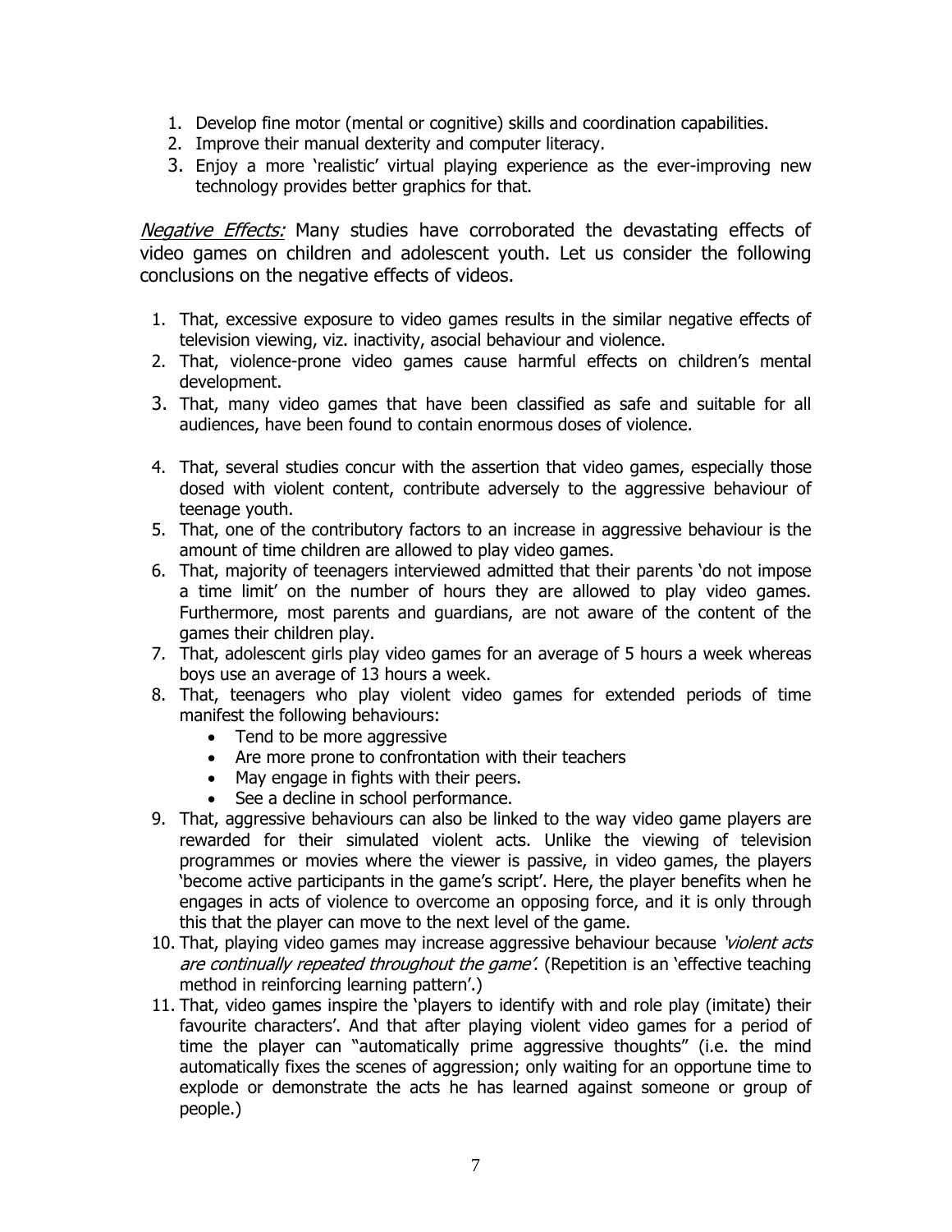1. Develop fine motor (mental or cognitive) skills and coordination capabilities.
2. Improve their manual dexterity and computer literacy.
3. Enjoy a more 'realistic' virtual playing experience as the ever-improving new technology provides better graphics for that.

*Negative Effects:* Many studies have corroborated the devastating effects of video games on children and adolescent youth. Let us consider the following conclusions on the negative effects of videos.

1. That, excessive exposure to video games results in the similar negative effects of television viewing, viz. inactivity, asocial behaviour and violence.
2. That, violence-prone video games cause harmful effects on children's mental development.
3. That, many video games that have been classified as safe and suitable for all audiences, have been found to contain enormous doses of violence.
4. That, several studies concur with the assertion that video games, especially those dosed with violent content, contribute adversely to the aggressive behaviour of teenage youth.
5. That, one of the contributory factors to an increase in aggressive behaviour is the amount of time children are allowed to play video games.
6. That, majority of teenagers interviewed admitted that their parents 'do not impose a time limit' on the number of hours they are allowed to play video games. Furthermore, most parents and guardians, are not aware of the content of the games their children play.
7. That, adolescent girls play video games for an average of 5 hours a week whereas boys use an average of 13 hours a week.
8. That, teenagers who play violent video games for extended periods of time manifest the following behaviours:
   - Tend to be more aggressive
   - Are more prone to confrontation with their teachers
   - May engage in fights with their peers.
   - See a decline in school performance.
9. That, aggressive behaviours can also be linked to the way video game players are rewarded for their simulated violent acts. Unlike the viewing of television programmes or movies where the viewer is passive, in video games, the players 'become active participants in the game's script'. Here, the player benefits when he engages in acts of violence to overcome an opposing force, and it is only through this that the player can move to the next level of the game.
10. That, playing video games may increase aggressive behaviour because *'violent acts are continually repeated throughout the game'*. (Repetition is an 'effective teaching method in reinforcing learning pattern'.)
11. That, video games inspire the 'players to identify with and role play (imitate) their favourite characters'. And that after playing violent video games for a period of time the player can "automatically prime aggressive thoughts" (i.e. the mind automatically fixes the scenes of aggression; only waiting for an opportune time to explode or demonstrate the acts he has learned against someone or group of people.)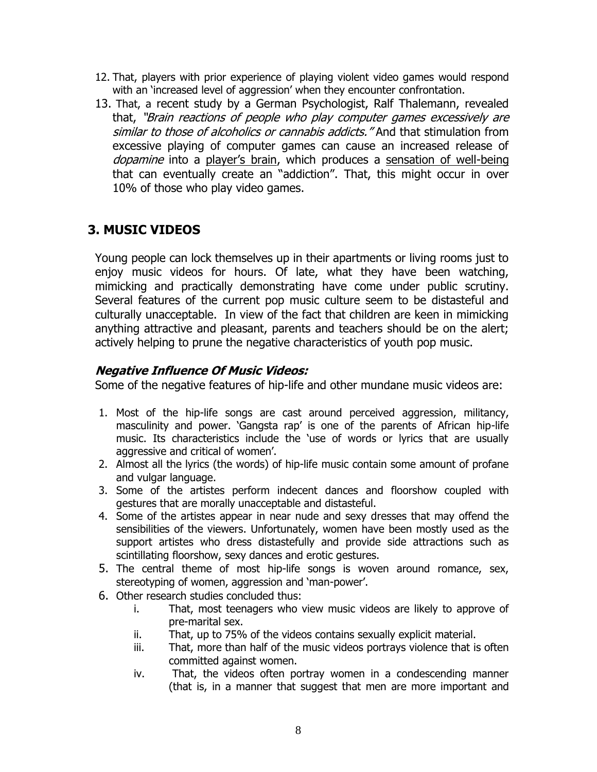12. That, players with prior experience of playing violent video games would respond with an 'increased level of aggression' when they encounter confrontation.
13. That, a recent study by a German Psychologist, Ralf Thalemann, revealed that, *"Brain reactions of people who play computer games excessively are similar to those of alcoholics or cannabis addicts."* And that stimulation from excessive playing of computer games can cause an increased release of *dopamine* into a player's brain, which produces a sensation of well-being that can eventually create an "addiction". That, this might occur in over 10% of those who play video games.

## 3. MUSIC VIDEOS

Young people can lock themselves up in their apartments or living rooms just to enjoy music videos for hours. Of late, what they have been watching, mimicking and practically demonstrating have come under public scrutiny. Several features of the current pop music culture seem to be distasteful and culturally unacceptable. In view of the fact that children are keen in mimicking anything attractive and pleasant, parents and teachers should be on the alert; actively helping to prune the negative characteristics of youth pop music.

### *Negative Influence Of Music Videos:*

Some of the negative features of hip-life and other mundane music videos are:

1. Most of the hip-life songs are cast around perceived aggression, militancy, masculinity and power. 'Gangsta rap' is one of the parents of African hip-life music. Its characteristics include the 'use of words or lyrics that are usually aggressive and critical of women'.
2. Almost all the lyrics (the words) of hip-life music contain some amount of profane and vulgar language.
3. Some of the artistes perform indecent dances and floorshow coupled with gestures that are morally unacceptable and distasteful.
4. Some of the artistes appear in near nude and sexy dresses that may offend the sensibilities of the viewers. Unfortunately, women have been mostly used as the support artistes who dress distastefully and provide side attractions such as scintillating floorshow, sexy dances and erotic gestures.
5. The central theme of most hip-life songs is woven around romance, sex, stereotyping of women, aggression and 'man-power'.
6. Other research studies concluded thus:
    i. That, most teenagers who view music videos are likely to approve of pre-marital sex.
    ii. That, up to 75% of the videos contains sexually explicit material.
    iii. That, more than half of the music videos portrays violence that is often committed against women.
    iv. That, the videos often portray women in a condescending manner (that is, in a manner that suggest that men are more important and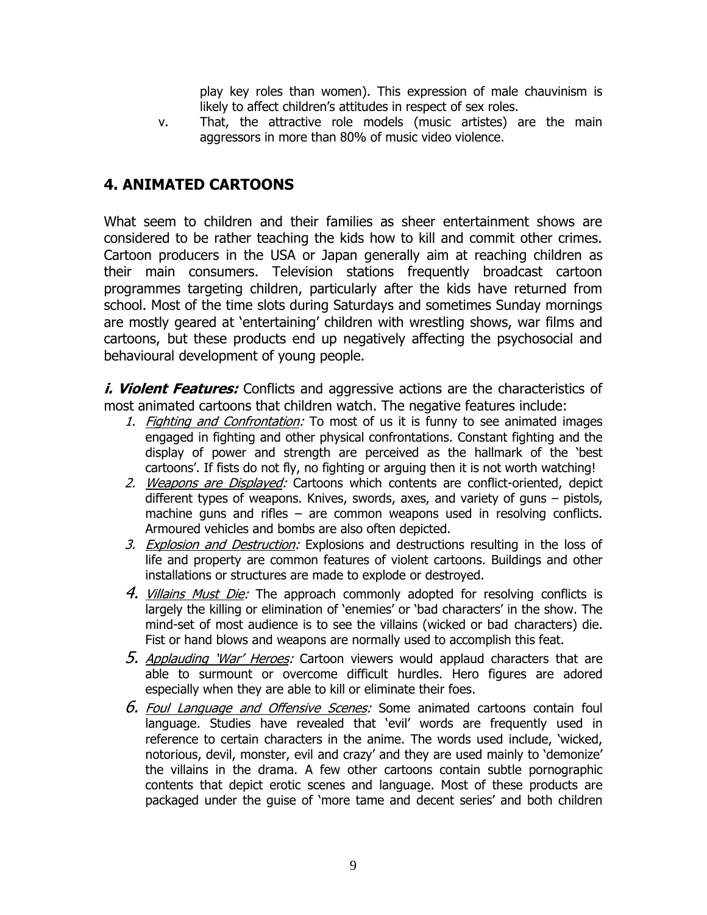play key roles than women). This expression of male chauvinism is likely to affect children's attitudes in respect of sex roles.

v. That, the attractive role models (music artistes) are the main aggressors in more than 80% of music video violence.

## 4. ANIMATED CARTOONS

What seem to children and their families as sheer entertainment shows are considered to be rather teaching the kids how to kill and commit other crimes. Cartoon producers in the USA or Japan generally aim at reaching children as their main consumers. Television stations frequently broadcast cartoon programmes targeting children, particularly after the kids have returned from school. Most of the time slots during Saturdays and sometimes Sunday mornings are mostly geared at 'entertaining' children with wrestling shows, war films and cartoons, but these products end up negatively affecting the psychosocial and behavioural development of young people.

***i. Violent Features:*** Conflicts and aggressive actions are the characteristics of most animated cartoons that children watch. The negative features include:

1. *Fighting and Confrontation:* To most of us it is funny to see animated images engaged in fighting and other physical confrontations. Constant fighting and the display of power and strength are perceived as the hallmark of the 'best cartoons'. If fists do not fly, no fighting or arguing then it is not worth watching!
2. *Weapons are Displayed:* Cartoons which contents are conflict-oriented, depict different types of weapons. Knives, swords, axes, and variety of guns – pistols, machine guns and rifles – are common weapons used in resolving conflicts. Armoured vehicles and bombs are also often depicted.
3. *Explosion and Destruction:* Explosions and destructions resulting in the loss of life and property are common features of violent cartoons. Buildings and other installations or structures are made to explode or destroyed.
4. *Villains Must Die:* The approach commonly adopted for resolving conflicts is largely the killing or elimination of 'enemies' or 'bad characters' in the show. The mind-set of most audience is to see the villains (wicked or bad characters) die. Fist or hand blows and weapons are normally used to accomplish this feat.
5. *Applauding 'War' Heroes:* Cartoon viewers would applaud characters that are able to surmount or overcome difficult hurdles. Hero figures are adored especially when they are able to kill or eliminate their foes.
6. *Foul Language and Offensive Scenes:* Some animated cartoons contain foul language. Studies have revealed that 'evil' words are frequently used in reference to certain characters in the anime. The words used include, 'wicked, notorious, devil, monster, evil and crazy' and they are used mainly to 'demonize' the villains in the drama. A few other cartoons contain subtle pornographic contents that depict erotic scenes and language. Most of these products are packaged under the guise of 'more tame and decent series' and both children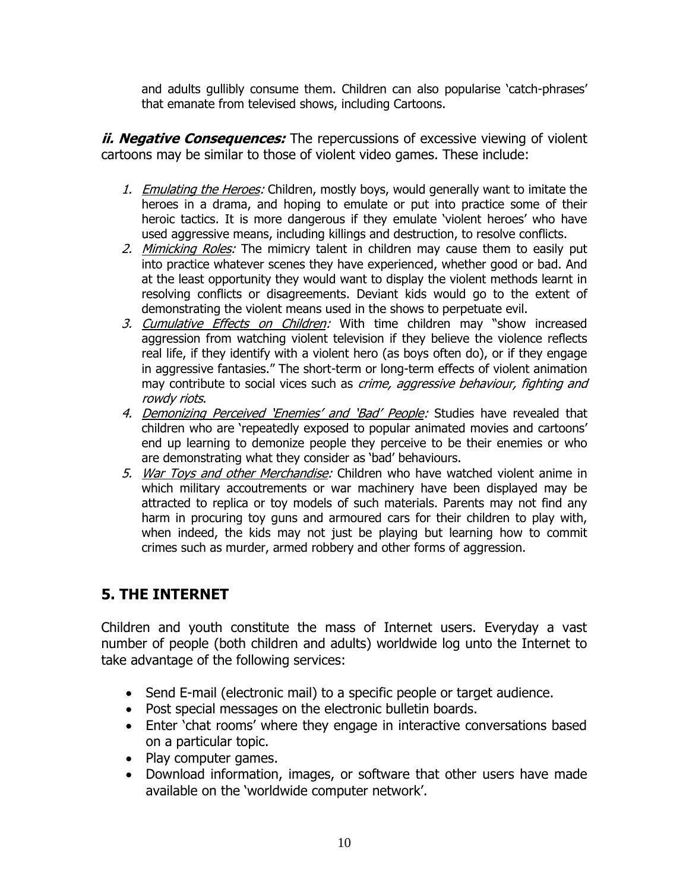and adults gullibly consume them. Children can also popularise 'catch-phrases' that emanate from televised shows, including Cartoons.

***ii. Negative Consequences:*** The repercussions of excessive viewing of violent cartoons may be similar to those of violent video games. These include:

1. *Emulating the Heroes:* Children, mostly boys, would generally want to imitate the heroes in a drama, and hoping to emulate or put into practice some of their heroic tactics. It is more dangerous if they emulate 'violent heroes' who have used aggressive means, including killings and destruction, to resolve conflicts.
2. *Mimicking Roles:* The mimicry talent in children may cause them to easily put into practice whatever scenes they have experienced, whether good or bad. And at the least opportunity they would want to display the violent methods learnt in resolving conflicts or disagreements. Deviant kids would go to the extent of demonstrating the violent means used in the shows to perpetuate evil.
3. *Cumulative Effects on Children:* With time children may "show increased aggression from watching violent television if they believe the violence reflects real life, if they identify with a violent hero (as boys often do), or if they engage in aggressive fantasies." The short-term or long-term effects of violent animation may contribute to social vices such as *crime, aggressive behaviour, fighting and rowdy riots*.
4. *Demonizing Perceived 'Enemies' and 'Bad' People:* Studies have revealed that children who are 'repeatedly exposed to popular animated movies and cartoons' end up learning to demonize people they perceive to be their enemies or who are demonstrating what they consider as 'bad' behaviours.
5. *War Toys and other Merchandise:* Children who have watched violent anime in which military accoutrements or war machinery have been displayed may be attracted to replica or toy models of such materials. Parents may not find any harm in procuring toy guns and armoured cars for their children to play with, when indeed, the kids may not just be playing but learning how to commit crimes such as murder, armed robbery and other forms of aggression.

## 5. THE INTERNET

Children and youth constitute the mass of Internet users. Everyday a vast number of people (both children and adults) worldwide log unto the Internet to take advantage of the following services:

- Send E-mail (electronic mail) to a specific people or target audience.
- Post special messages on the electronic bulletin boards.
- Enter 'chat rooms' where they engage in interactive conversations based on a particular topic.
- Play computer games.
- Download information, images, or software that other users have made available on the 'worldwide computer network'.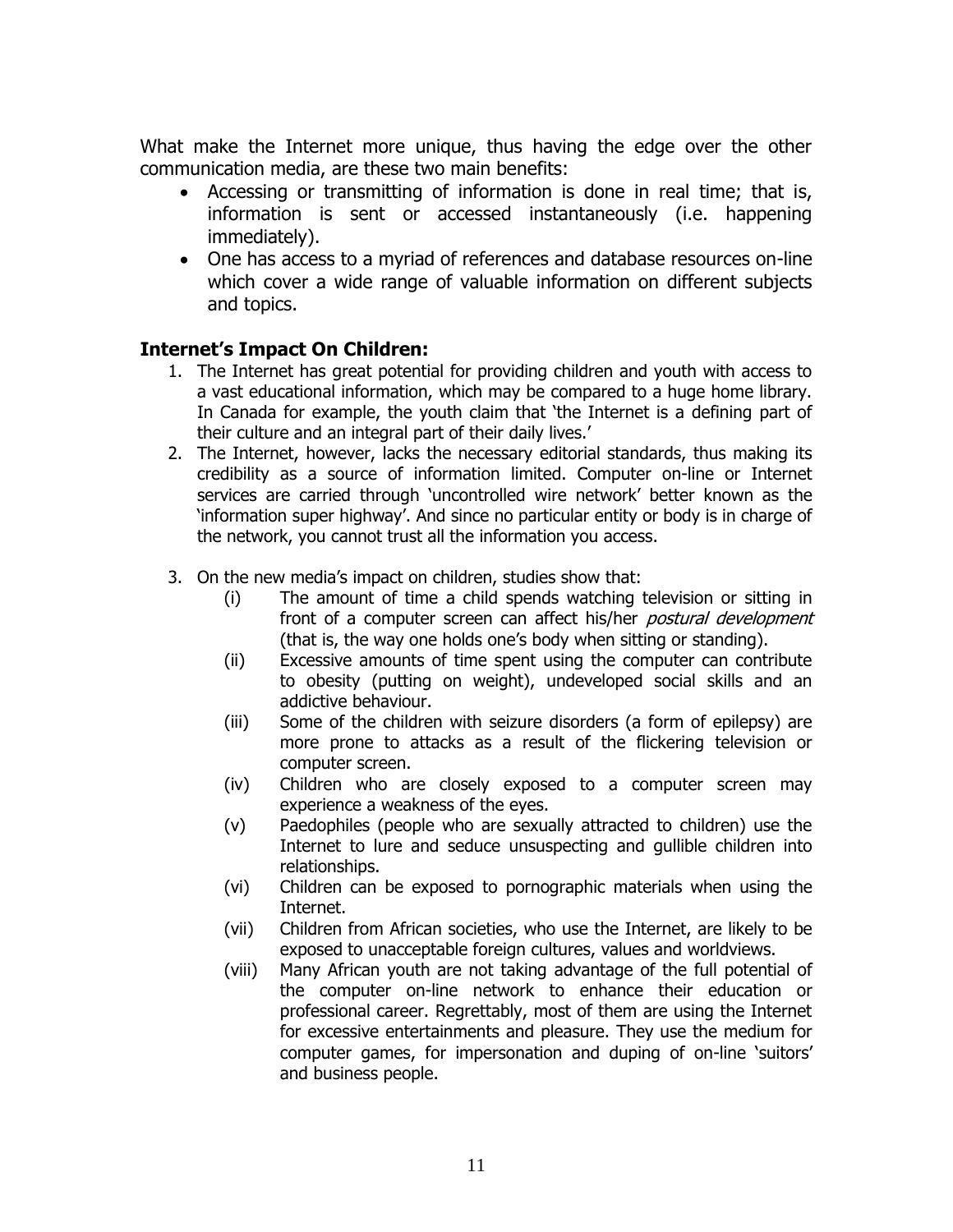What make the Internet more unique, thus having the edge over the other communication media, are these two main benefits:

- Accessing or transmitting of information is done in real time; that is, information is sent or accessed instantaneously (i.e. happening immediately).
- One has access to a myriad of references and database resources on-line which cover a wide range of valuable information on different subjects and topics.

### Internet's Impact On Children:

1. The Internet has great potential for providing children and youth with access to a vast educational information, which may be compared to a huge home library. In Canada for example, the youth claim that 'the Internet is a defining part of their culture and an integral part of their daily lives.'
2. The Internet, however, lacks the necessary editorial standards, thus making its credibility as a source of information limited. Computer on-line or Internet services are carried through 'uncontrolled wire network' better known as the 'information super highway'. And since no particular entity or body is in charge of the network, you cannot trust all the information you access.
3. On the new media's impact on children, studies show that:
   - (i) The amount of time a child spends watching television or sitting in front of a computer screen can affect his/her *postural development* (that is, the way one holds one's body when sitting or standing).
   - (ii) Excessive amounts of time spent using the computer can contribute to obesity (putting on weight), undeveloped social skills and an addictive behaviour.
   - (iii) Some of the children with seizure disorders (a form of epilepsy) are more prone to attacks as a result of the flickering television or computer screen.
   - (iv) Children who are closely exposed to a computer screen may experience a weakness of the eyes.
   - (v) Paedophiles (people who are sexually attracted to children) use the Internet to lure and seduce unsuspecting and gullible children into relationships.
   - (vi) Children can be exposed to pornographic materials when using the Internet.
   - (vii) Children from African societies, who use the Internet, are likely to be exposed to unacceptable foreign cultures, values and worldviews.
   - (viii) Many African youth are not taking advantage of the full potential of the computer on-line network to enhance their education or professional career. Regrettably, most of them are using the Internet for excessive entertainments and pleasure. They use the medium for computer games, for impersonation and duping of on-line 'suitors' and business people.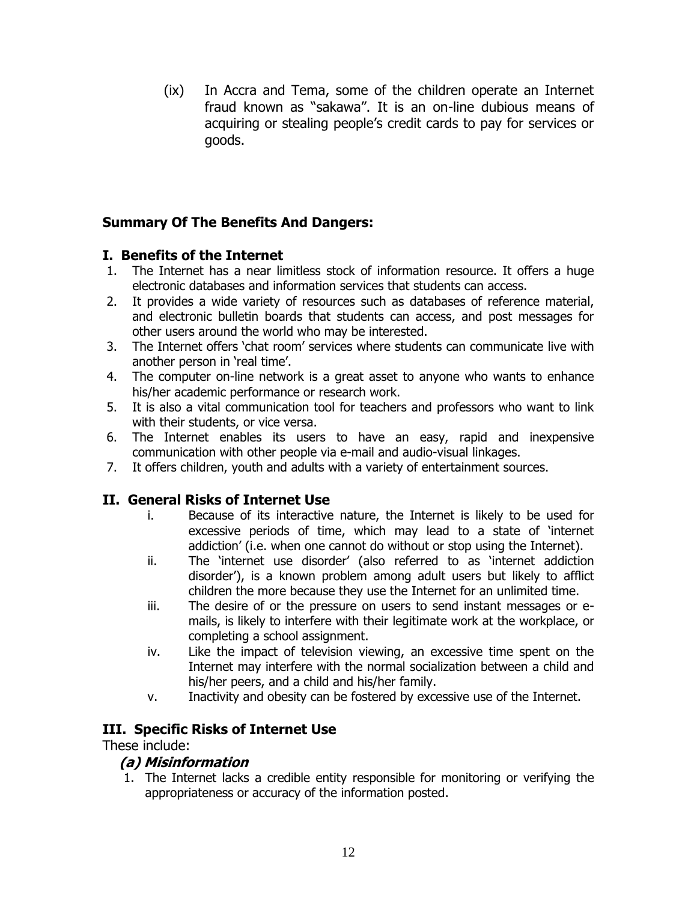(ix) In Accra and Tema, some of the children operate an Internet fraud known as "sakawa". It is an on-line dubious means of acquiring or stealing people's credit cards to pay for services or goods.

## Summary Of The Benefits And Dangers:

### I. Benefits of the Internet

1. The Internet has a near limitless stock of information resource. It offers a huge electronic databases and information services that students can access.
2. It provides a wide variety of resources such as databases of reference material, and electronic bulletin boards that students can access, and post messages for other users around the world who may be interested.
3. The Internet offers 'chat room' services where students can communicate live with another person in 'real time'.
4. The computer on-line network is a great asset to anyone who wants to enhance his/her academic performance or research work.
5. It is also a vital communication tool for teachers and professors who want to link with their students, or vice versa.
6. The Internet enables its users to have an easy, rapid and inexpensive communication with other people via e-mail and audio-visual linkages.
7. It offers children, youth and adults with a variety of entertainment sources.

### II. General Risks of Internet Use

i. Because of its interactive nature, the Internet is likely to be used for excessive periods of time, which may lead to a state of 'internet addiction' (i.e. when one cannot do without or stop using the Internet).

ii. The 'internet use disorder' (also referred to as 'internet addiction disorder'), is a known problem among adult users but likely to afflict children the more because they use the Internet for an unlimited time.

iii. The desire of or the pressure on users to send instant messages or e-mails, is likely to interfere with their legitimate work at the workplace, or completing a school assignment.

iv. Like the impact of television viewing, an excessive time spent on the Internet may interfere with the normal socialization between a child and his/her peers, and a child and his/her family.

v. Inactivity and obesity can be fostered by excessive use of the Internet.

### III. Specific Risks of Internet Use

These include:

#### *(a) Misinformation*

1. The Internet lacks a credible entity responsible for monitoring or verifying the appropriateness or accuracy of the information posted.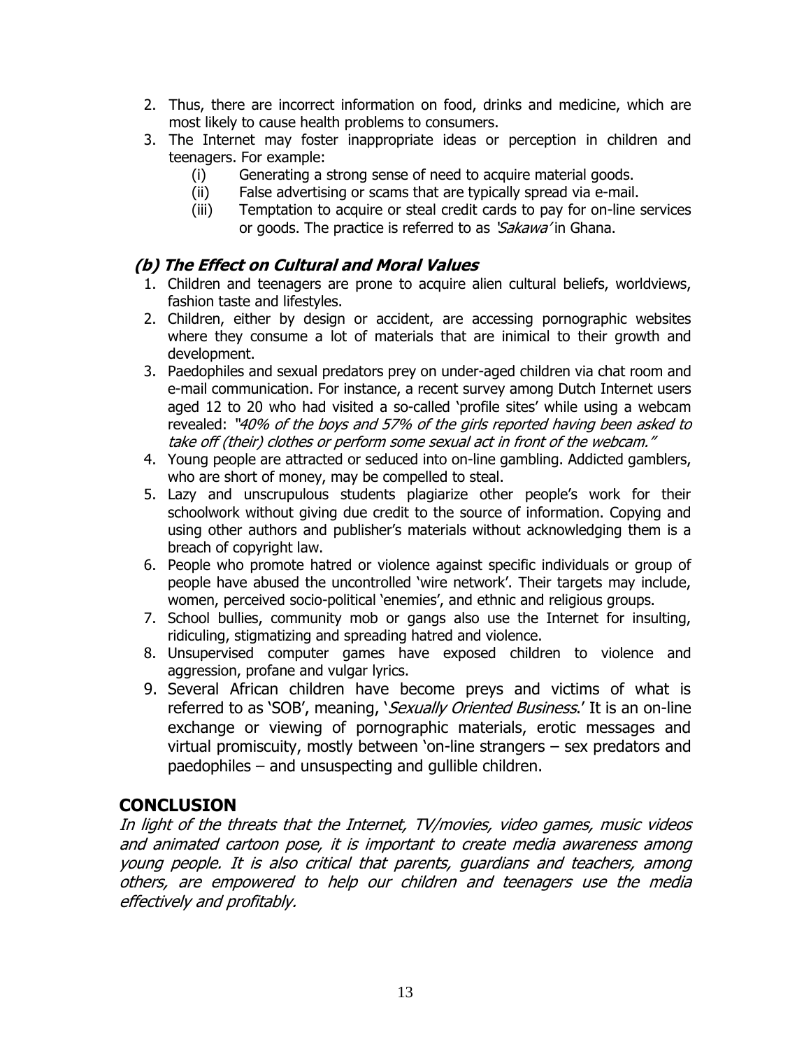2. Thus, there are incorrect information on food, drinks and medicine, which are most likely to cause health problems to consumers.
3. The Internet may foster inappropriate ideas or perception in children and teenagers. For example:
    (i) Generating a strong sense of need to acquire material goods.
    (ii) False advertising or scams that are typically spread via e-mail.
    (iii) Temptation to acquire or steal credit cards to pay for on-line services or goods. The practice is referred to as *'Sakawa'* in Ghana.

### *(b) The Effect on Cultural and Moral Values*

1. Children and teenagers are prone to acquire alien cultural beliefs, worldviews, fashion taste and lifestyles.
2. Children, either by design or accident, are accessing pornographic websites where they consume a lot of materials that are inimical to their growth and development.
3. Paedophiles and sexual predators prey on under-aged children via chat room and e-mail communication. For instance, a recent survey among Dutch Internet users aged 12 to 20 who had visited a so-called 'profile sites' while using a webcam revealed: *"40% of the boys and 57% of the girls reported having been asked to take off (their) clothes or perform some sexual act in front of the webcam."*
4. Young people are attracted or seduced into on-line gambling. Addicted gamblers, who are short of money, may be compelled to steal.
5. Lazy and unscrupulous students plagiarize other people's work for their schoolwork without giving due credit to the source of information. Copying and using other authors and publisher's materials without acknowledging them is a breach of copyright law.
6. People who promote hatred or violence against specific individuals or group of people have abused the uncontrolled 'wire network'. Their targets may include, women, perceived socio-political 'enemies', and ethnic and religious groups.
7. School bullies, community mob or gangs also use the Internet for insulting, ridiculing, stigmatizing and spreading hatred and violence.
8. Unsupervised computer games have exposed children to violence and aggression, profane and vulgar lyrics.
9. Several African children have become preys and victims of what is referred to as 'SOB', meaning, '*Sexually Oriented Business*.' It is an on-line exchange or viewing of pornographic materials, erotic messages and virtual promiscuity, mostly between 'on-line strangers – sex predators and paedophiles – and unsuspecting and gullible children.

## CONCLUSION

*In light of the threats that the Internet, TV/movies, video games, music videos and animated cartoon pose, it is important to create media awareness among young people. It is also critical that parents, guardians and teachers, among others, are empowered to help our children and teenagers use the media effectively and profitably.*